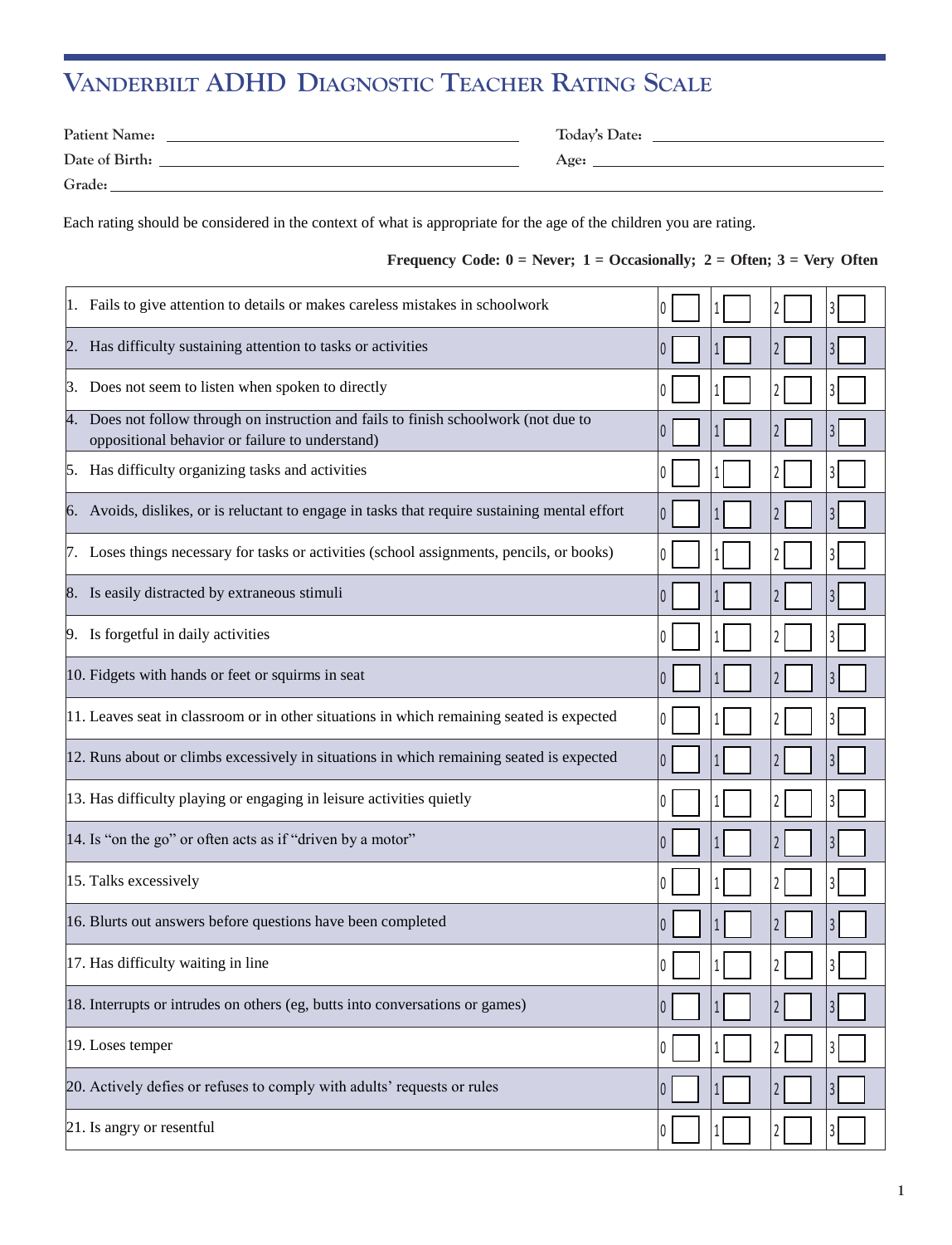# Vanderbilt ADHD Diagnostic Teacher Rating Scale

Patient Name: ______________________ Today's Date: ______________________

Date of Birth: ______________________ Age: ______________________

Grade: ______________________

Each rating should be considered in the context of what is appropriate for the age of the children you are rating.

**Frequency Code: 0 = Never; 1 = Occasionally; 2 = Often; 3 = Very Often**

| | | | | |
|---|---|---|---|---|
| 1. Fails to give attention to details or makes careless mistakes in schoolwork | 0 ☐ | 1 ☐ | 2 ☐ | 3 ☐ |
| 2. Has difficulty sustaining attention to tasks or activities | 0 ☐ | 1 ☐ | 2 ☐ | 3 ☐ |
| 3. Does not seem to listen when spoken to directly | 0 ☐ | 1 ☐ | 2 ☐ | 3 ☐ |
| 4. Does not follow through on instruction and fails to finish schoolwork (not due to oppositional behavior or failure to understand) | 0 ☐ | 1 ☐ | 2 ☐ | 3 ☐ |
| 5. Has difficulty organizing tasks and activities | 0 ☐ | 1 ☐ | 2 ☐ | 3 ☐ |
| 6. Avoids, dislikes, or is reluctant to engage in tasks that require sustaining mental effort | 0 ☐ | 1 ☐ | 2 ☐ | 3 ☐ |
| 7. Loses things necessary for tasks or activities (school assignments, pencils, or books) | 0 ☐ | 1 ☐ | 2 ☐ | 3 ☐ |
| 8. Is easily distracted by extraneous stimuli | 0 ☐ | 1 ☐ | 2 ☐ | 3 ☐ |
| 9. Is forgetful in daily activities | 0 ☐ | 1 ☐ | 2 ☐ | 3 ☐ |
| 10. Fidgets with hands or feet or squirms in seat | 0 ☐ | 1 ☐ | 2 ☐ | 3 ☐ |
| 11. Leaves seat in classroom or in other situations in which remaining seated is expected | 0 ☐ | 1 ☐ | 2 ☐ | 3 ☐ |
| 12. Runs about or climbs excessively in situations in which remaining seated is expected | 0 ☐ | 1 ☐ | 2 ☐ | 3 ☐ |
| 13. Has difficulty playing or engaging in leisure activities quietly | 0 ☐ | 1 ☐ | 2 ☐ | 3 ☐ |
| 14. Is "on the go" or often acts as if "driven by a motor" | 0 ☐ | 1 ☐ | 2 ☐ | 3 ☐ |
| 15. Talks excessively | 0 ☐ | 1 ☐ | 2 ☐ | 3 ☐ |
| 16. Blurts out answers before questions have been completed | 0 ☐ | 1 ☐ | 2 ☐ | 3 ☐ |
| 17. Has difficulty waiting in line | 0 ☐ | 1 ☐ | 2 ☐ | 3 ☐ |
| 18. Interrupts or intrudes on others (eg, butts into conversations or games) | 0 ☐ | 1 ☐ | 2 ☐ | 3 ☐ |
| 19. Loses temper | 0 ☐ | 1 ☐ | 2 ☐ | 3 ☐ |
| 20. Actively defies or refuses to comply with adults' requests or rules | 0 ☐ | 1 ☐ | 2 ☐ | 3 ☐ |
| 21. Is angry or resentful | 0 ☐ | 1 ☐ | 2 ☐ | 3 ☐ |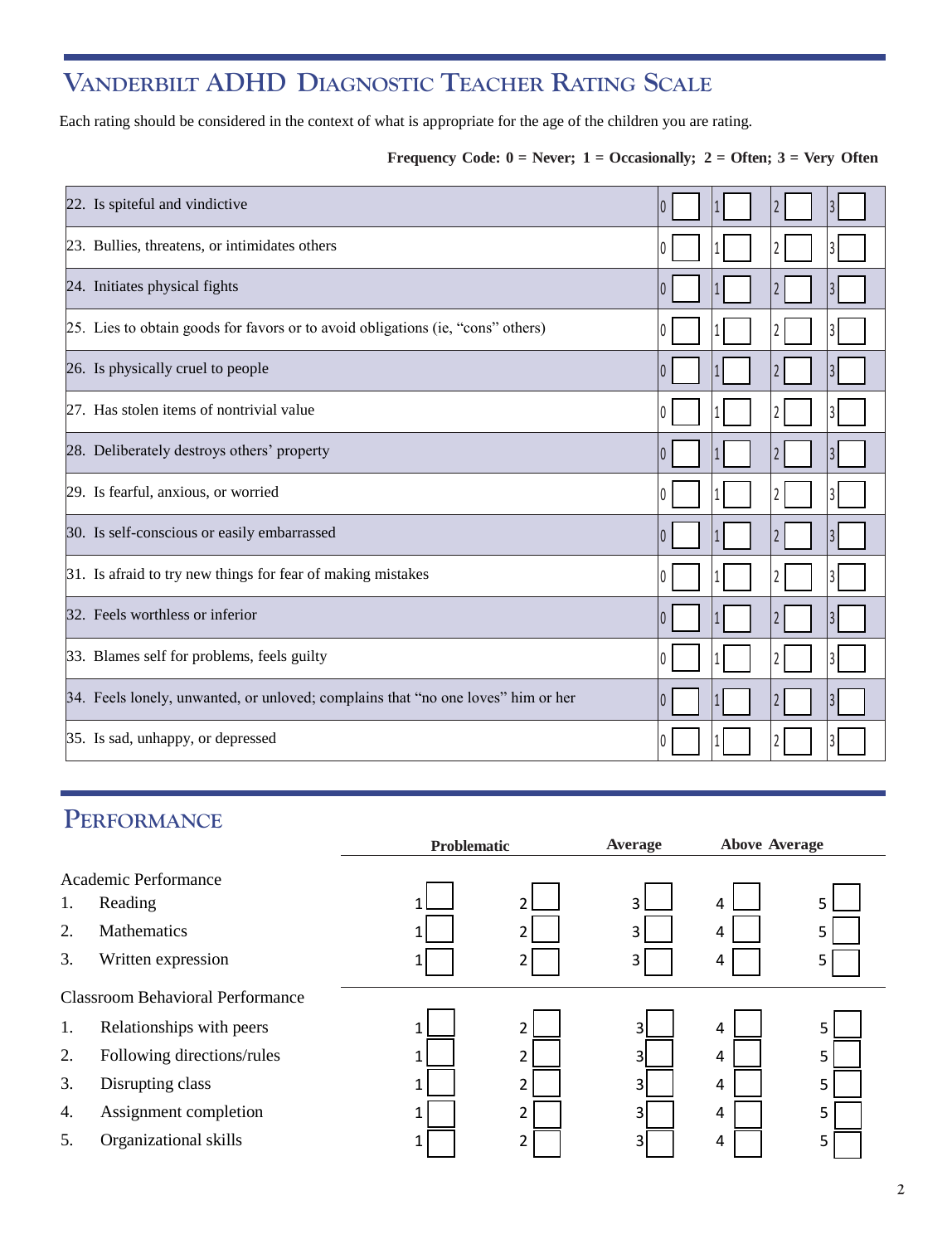## Vanderbilt ADHD Diagnostic Teacher Rating Scale

Each rating should be considered in the context of what is appropriate for the age of the children you are rating.

**Frequency Code: 0 = Never; 1 = Occasionally; 2 = Often; 3 = Very Often**

| | | | | |
|---|---|---|---|---|
| 22. Is spiteful and vindictive | 0 | 1 | 2 | 3 |
| 23. Bullies, threatens, or intimidates others | 0 | 1 | 2 | 3 |
| 24. Initiates physical fights | 0 | 1 | 2 | 3 |
| 25. Lies to obtain goods for favors or to avoid obligations (ie, "cons" others) | 0 | 1 | 2 | 3 |
| 26. Is physically cruel to people | 0 | 1 | 2 | 3 |
| 27. Has stolen items of nontrivial value | 0 | 1 | 2 | 3 |
| 28. Deliberately destroys others' property | 0 | 1 | 2 | 3 |
| 29. Is fearful, anxious, or worried | 0 | 1 | 2 | 3 |
| 30. Is self-conscious or easily embarrassed | 0 | 1 | 2 | 3 |
| 31. Is afraid to try new things for fear of making mistakes | 0 | 1 | 2 | 3 |
| 32. Feels worthless or inferior | 0 | 1 | 2 | 3 |
| 33. Blames self for problems, feels guilty | 0 | 1 | 2 | 3 |
| 34. Feels lonely, unwanted, or unloved; complains that "no one loves" him or her | 0 | 1 | 2 | 3 |
| 35. Is sad, unhappy, or depressed | 0 | 1 | 2 | 3 |

## Performance

| | Problematic | | Average | Above Average | |
|---|---|---|---|---|---|
| **Academic Performance** | | | | | |
| 1. Reading | 1 | 2 | 3 | 4 | 5 |
| 2. Mathematics | 1 | 2 | 3 | 4 | 5 |
| 3. Written expression | 1 | 2 | 3 | 4 | 5 |
| **Classroom Behavioral Performance** | | | | | |
| 1. Relationships with peers | 1 | 2 | 3 | 4 | 5 |
| 2. Following directions/rules | 1 | 2 | 3 | 4 | 5 |
| 3. Disrupting class | 1 | 2 | 3 | 4 | 5 |
| 4. Assignment completion | 1 | 2 | 3 | 4 | 5 |
| 5. Organizational skills | 1 | 2 | 3 | 4 | 5 |